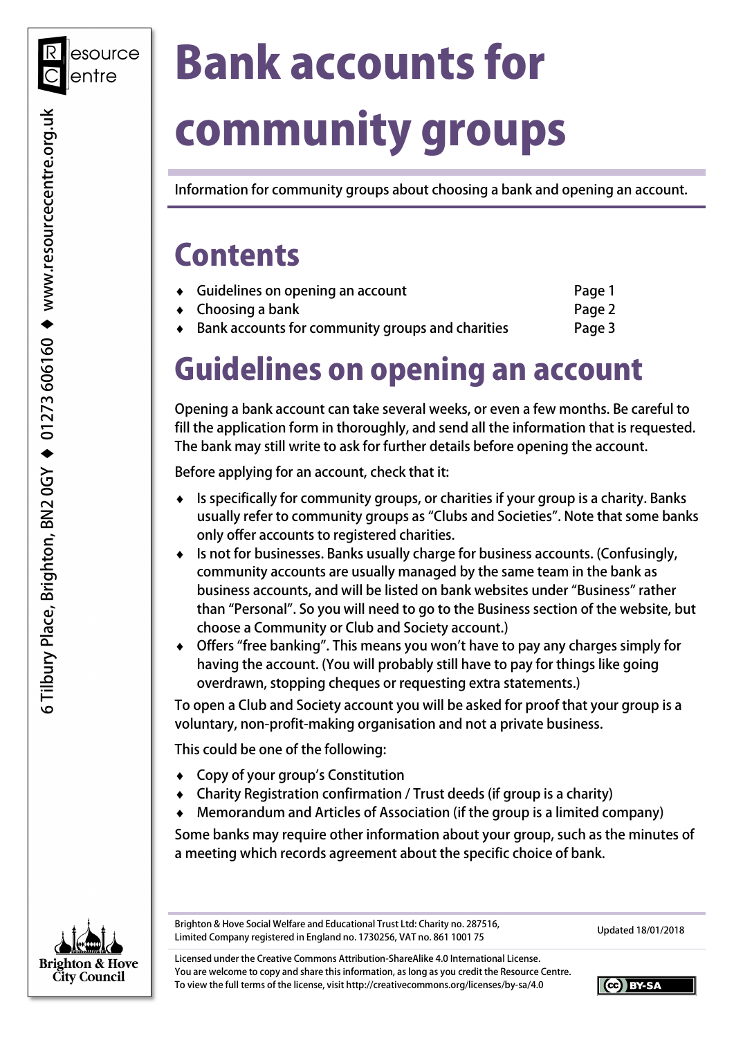# Bank accounts for community groups

Information for community groups about choosing a bank and opening an account.

## Contents

- Guidelines on opening an account — Page 1
- Choosing a bank — Page 2
- Bank accounts for community groups and charities — Page 3

## Guidelines on opening an account

Opening a bank account can take several weeks, or even a few months. Be careful to fill the application form in thoroughly, and send all the information that is requested. The bank may still write to ask for further details before opening the account.

Before applying for an account, check that it:

- Is specifically for community groups, or charities if your group is a charity. Banks usually refer to community groups as "Clubs and Societies". Note that some banks only offer accounts to registered charities.
- Is not for businesses. Banks usually charge for business accounts. (Confusingly, community accounts are usually managed by the same team in the bank as business accounts, and will be listed on bank websites under "Business" rather than "Personal". So you will need to go to the Business section of the website, but choose a Community or Club and Society account.)
- Offers "free banking". This means you won't have to pay any charges simply for having the account. (You will probably still have to pay for things like going overdrawn, stopping cheques or requesting extra statements.)

To open a Club and Society account you will be asked for proof that your group is a voluntary, non-profit-making organisation and not a private business.

This could be one of the following:

- Copy of your group's Constitution
- Charity Registration confirmation / Trust deeds (if group is a charity)
- Memorandum and Articles of Association (if the group is a limited company)

Some banks may require other information about your group, such as the minutes of a meeting which records agreement about the specific choice of bank.

Brighton & Hove Social Welfare and Educational Trust Ltd: Charity no. 287516, Limited Company registered in England no. 1730256, VAT no. 861 1001 75

Updated 18/01/2018

Licensed under the Creative Commons Attribution-ShareAlike 4.0 International License. You are welcome to copy and share this information, as long as you credit the Resource Centre. To view the full terms of the license, visit http://creativecommons.org/licenses/by-sa/4.0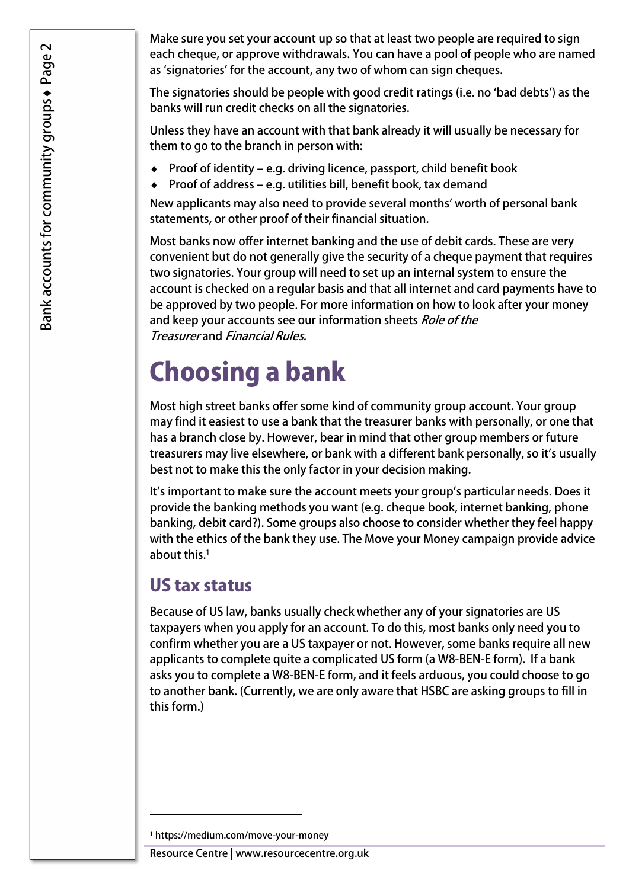Make sure you set your account up so that at least two people are required to sign each cheque, or approve withdrawals. You can have a pool of people who are named as 'signatories' for the account, any two of whom can sign cheques.

The signatories should be people with good credit ratings (i.e. no 'bad debts') as the banks will run credit checks on all the signatories.

Unless they have an account with that bank already it will usually be necessary for them to go to the branch in person with:

- Proof of identity – e.g. driving licence, passport, child benefit book
- Proof of address – e.g. utilities bill, benefit book, tax demand

New applicants may also need to provide several months' worth of personal bank statements, or other proof of their financial situation.

Most banks now offer internet banking and the use of debit cards. These are very convenient but do not generally give the security of a cheque payment that requires two signatories. Your group will need to set up an internal system to ensure the account is checked on a regular basis and that all internet and card payments have to be approved by two people. For more information on how to look after your money and keep your accounts see our information sheets *Role of the Treasurer* and *Financial Rules.*

# Choosing a bank

Most high street banks offer some kind of community group account. Your group may find it easiest to use a bank that the treasurer banks with personally, or one that has a branch close by. However, bear in mind that other group members or future treasurers may live elsewhere, or bank with a different bank personally, so it's usually best not to make this the only factor in your decision making.

It's important to make sure the account meets your group's particular needs. Does it provide the banking methods you want (e.g. cheque book, internet banking, phone banking, debit card?). Some groups also choose to consider whether they feel happy with the ethics of the bank they use. The Move your Money campaign provide advice about this.[1]

## US tax status

Because of US law, banks usually check whether any of your signatories are US taxpayers when you apply for an account. To do this, most banks only need you to confirm whether you are a US taxpayer or not. However, some banks require all new applicants to complete quite a complicated US form (a W8-BEN-E form). If a bank asks you to complete a W8-BEN-E form, and it feels arduous, you could choose to go to another bank. (Currently, we are only aware that HSBC are asking groups to fill in this form.)

---

[1] https://medium.com/move-your-money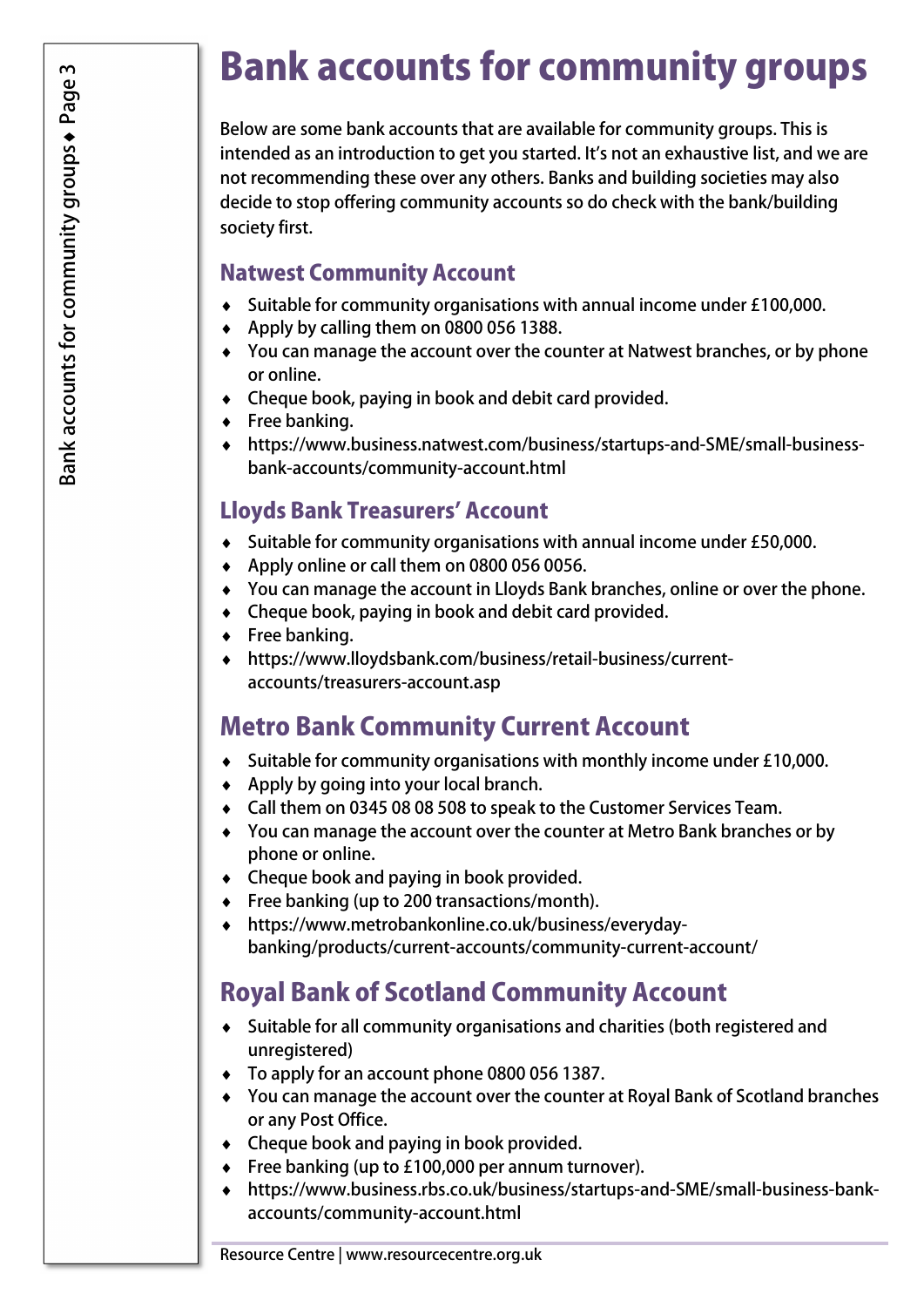# Bank accounts for community groups

Below are some bank accounts that are available for community groups. This is intended as an introduction to get you started. It's not an exhaustive list, and we are not recommending these over any others. Banks and building societies may also decide to stop offering community accounts so do check with the bank/building society first.

## Natwest Community Account

- Suitable for community organisations with annual income under £100,000.
- Apply by calling them on 0800 056 1388.
- You can manage the account over the counter at Natwest branches, or by phone or online.
- Cheque book, paying in book and debit card provided.
- Free banking.
- https://www.business.natwest.com/business/startups-and-SME/small-business-bank-accounts/community-account.html

## Lloyds Bank Treasurers' Account

- Suitable for community organisations with annual income under £50,000.
- Apply online or call them on 0800 056 0056.
- You can manage the account in Lloyds Bank branches, online or over the phone.
- Cheque book, paying in book and debit card provided.
- Free banking.
- https://www.lloydsbank.com/business/retail-business/current-accounts/treasurers-account.asp

## Metro Bank Community Current Account

- Suitable for community organisations with monthly income under £10,000.
- Apply by going into your local branch.
- Call them on 0345 08 08 508 to speak to the Customer Services Team.
- You can manage the account over the counter at Metro Bank branches or by phone or online.
- Cheque book and paying in book provided.
- Free banking (up to 200 transactions/month).
- https://www.metrobankonline.co.uk/business/everyday-banking/products/current-accounts/community-current-account/

## Royal Bank of Scotland Community Account

- Suitable for all community organisations and charities (both registered and unregistered)
- To apply for an account phone 0800 056 1387.
- You can manage the account over the counter at Royal Bank of Scotland branches or any Post Office.
- Cheque book and paying in book provided.
- Free banking (up to £100,000 per annum turnover).
- https://www.business.rbs.co.uk/business/startups-and-SME/small-business-bank-accounts/community-account.html